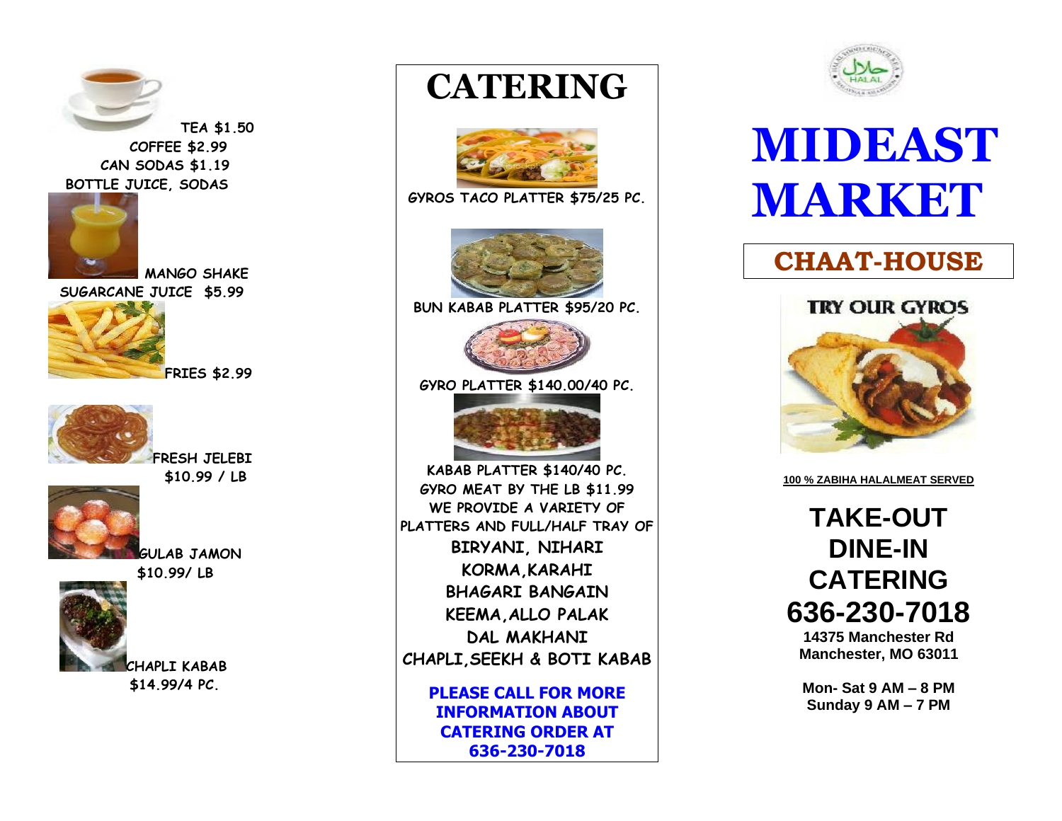TEA $1.50
COFFEE $2.99
CAN SODAS $1.19
BOTTLE JUICE, SODAS

MANGO SHAKE
SUGARCANE JUICE $5.99

FRIES $2.99

FRESH JELEBI
$10.99 / LB

GULAB JAMON
$10.99/ LB

CHAPLI KABAB
$14.99/4 PC.

# CATERING

GYROS TACO PLATTER $75/25 PC.

BUN KABAB PLATTER $95/20 PC.

GYRO PLATTER $140.00/40 PC.

KABAB PLATTER $140/40 PC.
GYRO MEAT BY THE LB $11.99
WE PROVIDE A VARIETY OF PLATTERS AND FULL/HALF TRAY OF
BIRYANI, NIHARI
KORMA, KARAHI
BHAGARI BANGAIN
KEEMA, ALLO PALAK
DAL MAKHANI
CHAPLI, SEEKH & BOTI KABAB

**PLEASE CALL FOR MORE INFORMATION ABOUT CATERING ORDER AT 636-230-7018**

HALAL

# MIDEAST MARKET

## CHAAT-HOUSE

TRY OUR GYROS

**100 % ZABIHA HALALMEAT SERVED**

## TAKE-OUT
## DINE-IN
## CATERING
## 636-230-7018

**14375 Manchester Rd**
**Manchester, MO 63011**

**Mon- Sat 9 AM – 8 PM**
**Sunday 9 AM – 7 PM**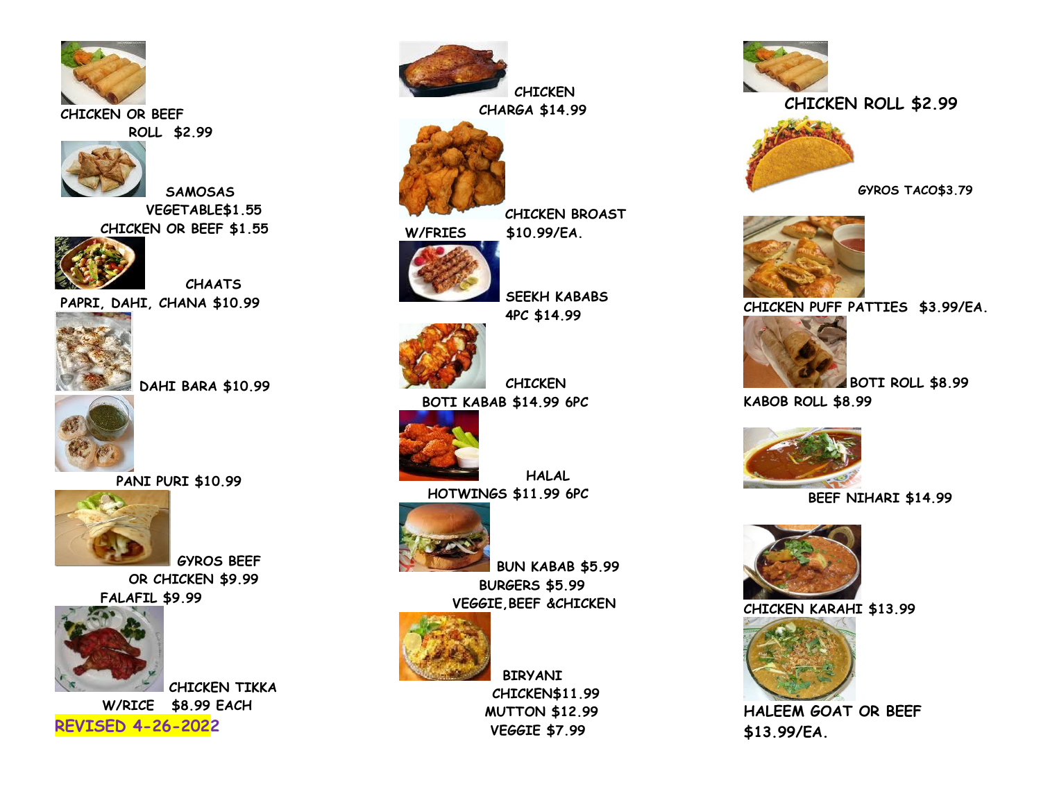CHICKEN OR BEEF ROLL $2.99

SAMOSAS
VEGETABLE$1.55
CHICKEN OR BEEF $1.55

CHAATS
PAPRI, DAHI, CHANA $10.99

DAHI BARA $10.99

PANI PURI $10.99

GYROS BEEF OR CHICKEN $9.99
FALAFIL $9.99

CHICKEN TIKKA W/RICE $8.99 EACH

REVISED 4-26-2022

CHICKEN CHARGA $14.99

CHICKEN BROAST W/FRIES $10.99/EA.

SEEKH KABABS 4PC $14.99

CHICKEN BOTI KABAB $14.99 6PC

HALAL HOTWINGS $11.99 6PC

BUN KABAB $5.99
BURGERS $5.99
VEGGIE,BEEF &CHICKEN

BIRYANI
CHICKEN$11.99
MUTTON $12.99
VEGGIE $7.99

CHICKEN ROLL $2.99

GYROS TACO$3.79

CHICKEN PUFF PATTIES $3.99/EA.

BOTI ROLL $8.99
KABOB ROLL $8.99

BEEF NIHARI $14.99

CHICKEN KARAHI $13.99

HALEEM GOAT OR BEEF $13.99/EA.